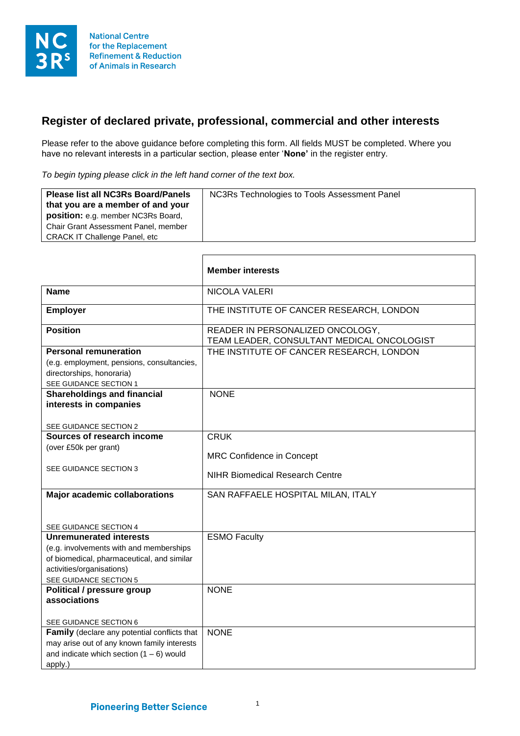National Centre for the Replacement Refinement & Reduction of Animals in Research

## Register of declared private, professional, commercial and other interests

Please refer to the above guidance before completing this form. All fields MUST be completed. Where you have no relevant interests in a particular section, please enter '**None**' in the register entry.

*To begin typing please click in the left hand corner of the text box.*

| **Please list all NC3Rs Board/Panels that you are a member of and your position:** e.g. member NC3Rs Board, Chair Grant Assessment Panel, member CRACK IT Challenge Panel, etc | NC3Rs Technologies to Tools Assessment Panel |
|---|---|

| | **Member interests** |
|---|---|
| **Name** | NICOLA VALERI |
| **Employer** | THE INSTITUTE OF CANCER RESEARCH, LONDON |
| **Position** | READER IN PERSONALIZED ONCOLOGY, TEAM LEADER, CONSULTANT MEDICAL ONCOLOGIST |
| **Personal remuneration** (e.g. employment, pensions, consultancies, directorships, honoraria) SEE GUIDANCE SECTION 1 | THE INSTITUTE OF CANCER RESEARCH, LONDON |
| **Shareholdings and financial interests in companies** SEE GUIDANCE SECTION 2 | NONE |
| **Sources of research income** (over £50k per grant) SEE GUIDANCE SECTION 3 | CRUK<br>MRC Confidence in Concept<br>NIHR Biomedical Research Centre |
| **Major academic collaborations** SEE GUIDANCE SECTION 4 | SAN RAFFAELE HOSPITAL MILAN, ITALY |
| **Unremunerated interests** (e.g. involvements with and memberships of biomedical, pharmaceutical, and similar activities/organisations) SEE GUIDANCE SECTION 5 | ESMO Faculty |
| **Political / pressure group associations** SEE GUIDANCE SECTION 6 | NONE |
| **Family** (declare any potential conflicts that may arise out of any known family interests and indicate which section (1 – 6) would apply.) | NONE |

**Pioneering Better Science**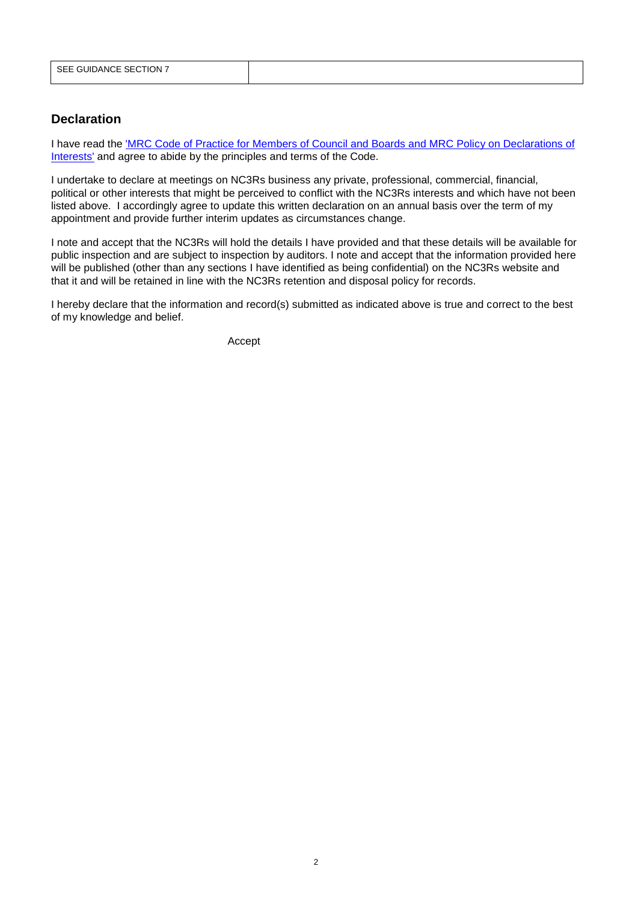| | |
|---|---|
| SEE GUIDANCE SECTION 7 | |

## Declaration

I have read the 'MRC Code of Practice for Members of Council and Boards and MRC Policy on Declarations of Interests' and agree to abide by the principles and terms of the Code.

I undertake to declare at meetings on NC3Rs business any private, professional, commercial, financial, political or other interests that might be perceived to conflict with the NC3Rs interests and which have not been listed above. I accordingly agree to update this written declaration on an annual basis over the term of my appointment and provide further interim updates as circumstances change.

I note and accept that the NC3Rs will hold the details I have provided and that these details will be available for public inspection and are subject to inspection by auditors. I note and accept that the information provided here will be published (other than any sections I have identified as being confidential) on the NC3Rs website and that it and will be retained in line with the NC3Rs retention and disposal policy for records.

I hereby declare that the information and record(s) submitted as indicated above is true and correct to the best of my knowledge and belief.

Accept